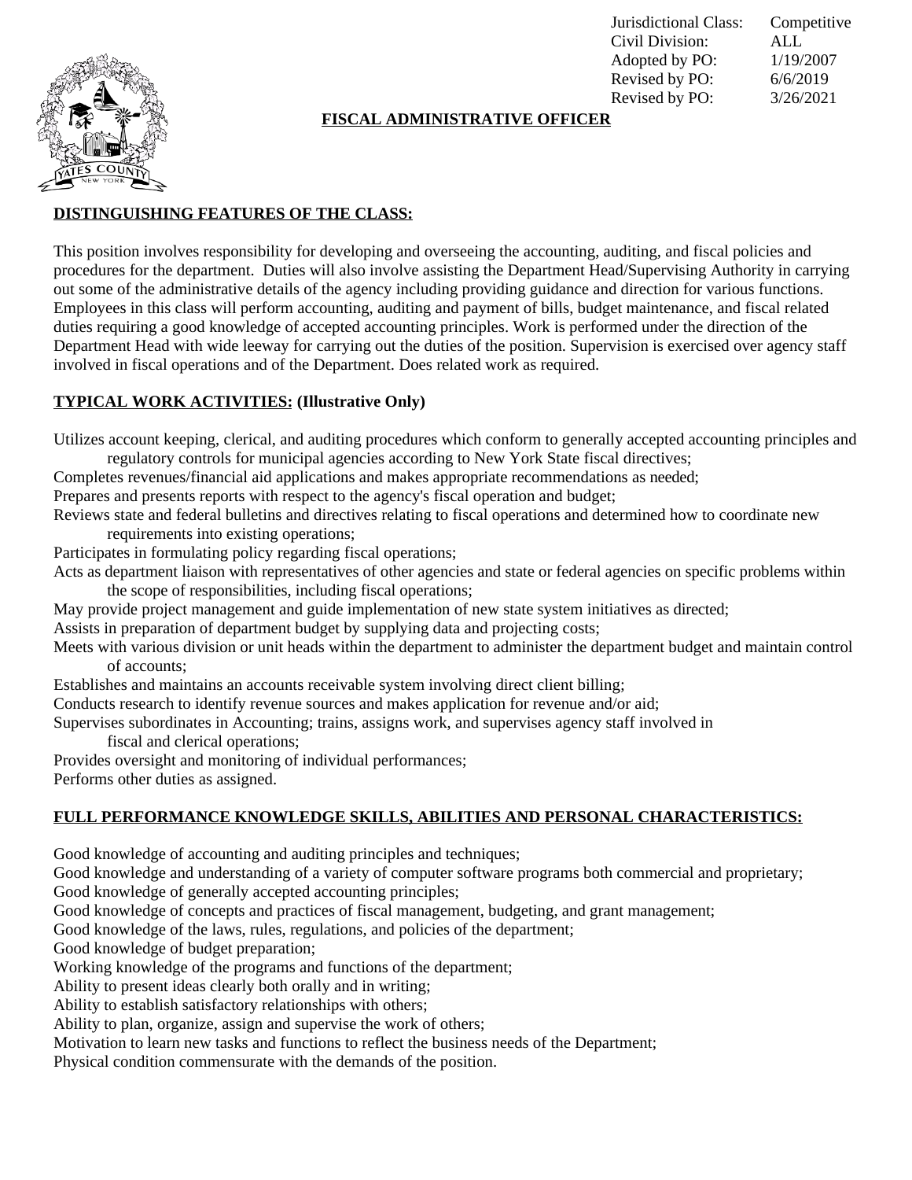| Jurisdictional Class: | Competitive |
| --- | --- |
| Civil Division: | ALL |
| Adopted by PO: | 1/19/2007 |
| Revised by PO: | 6/6/2019 |
| Revised by PO: | 3/26/2021 |

# FISCAL ADMINISTRATIVE OFFICER

## DISTINGUISHING FEATURES OF THE CLASS:

This position involves responsibility for developing and overseeing the accounting, auditing, and fiscal policies and procedures for the department. Duties will also involve assisting the Department Head/Supervising Authority in carrying out some of the administrative details of the agency including providing guidance and direction for various functions. Employees in this class will perform accounting, auditing and payment of bills, budget maintenance, and fiscal related duties requiring a good knowledge of accepted accounting principles. Work is performed under the direction of the Department Head with wide leeway for carrying out the duties of the position. Supervision is exercised over agency staff involved in fiscal operations and of the Department. Does related work as required.

## TYPICAL WORK ACTIVITIES: (Illustrative Only)

Utilizes account keeping, clerical, and auditing procedures which conform to generally accepted accounting principles and regulatory controls for municipal agencies according to New York State fiscal directives;
Completes revenues/financial aid applications and makes appropriate recommendations as needed;
Prepares and presents reports with respect to the agency's fiscal operation and budget;
Reviews state and federal bulletins and directives relating to fiscal operations and determined how to coordinate new requirements into existing operations;
Participates in formulating policy regarding fiscal operations;
Acts as department liaison with representatives of other agencies and state or federal agencies on specific problems within the scope of responsibilities, including fiscal operations;
May provide project management and guide implementation of new state system initiatives as directed;
Assists in preparation of department budget by supplying data and projecting costs;
Meets with various division or unit heads within the department to administer the department budget and maintain control of accounts;
Establishes and maintains an accounts receivable system involving direct client billing;
Conducts research to identify revenue sources and makes application for revenue and/or aid;
Supervises subordinates in Accounting; trains, assigns work, and supervises agency staff involved in fiscal and clerical operations;
Provides oversight and monitoring of individual performances;
Performs other duties as assigned.

## FULL PERFORMANCE KNOWLEDGE SKILLS, ABILITIES AND PERSONAL CHARACTERISTICS:

Good knowledge of accounting and auditing principles and techniques;
Good knowledge and understanding of a variety of computer software programs both commercial and proprietary;
Good knowledge of generally accepted accounting principles;
Good knowledge of concepts and practices of fiscal management, budgeting, and grant management;
Good knowledge of the laws, rules, regulations, and policies of the department;
Good knowledge of budget preparation;
Working knowledge of the programs and functions of the department;
Ability to present ideas clearly both orally and in writing;
Ability to establish satisfactory relationships with others;
Ability to plan, organize, assign and supervise the work of others;
Motivation to learn new tasks and functions to reflect the business needs of the Department;
Physical condition commensurate with the demands of the position.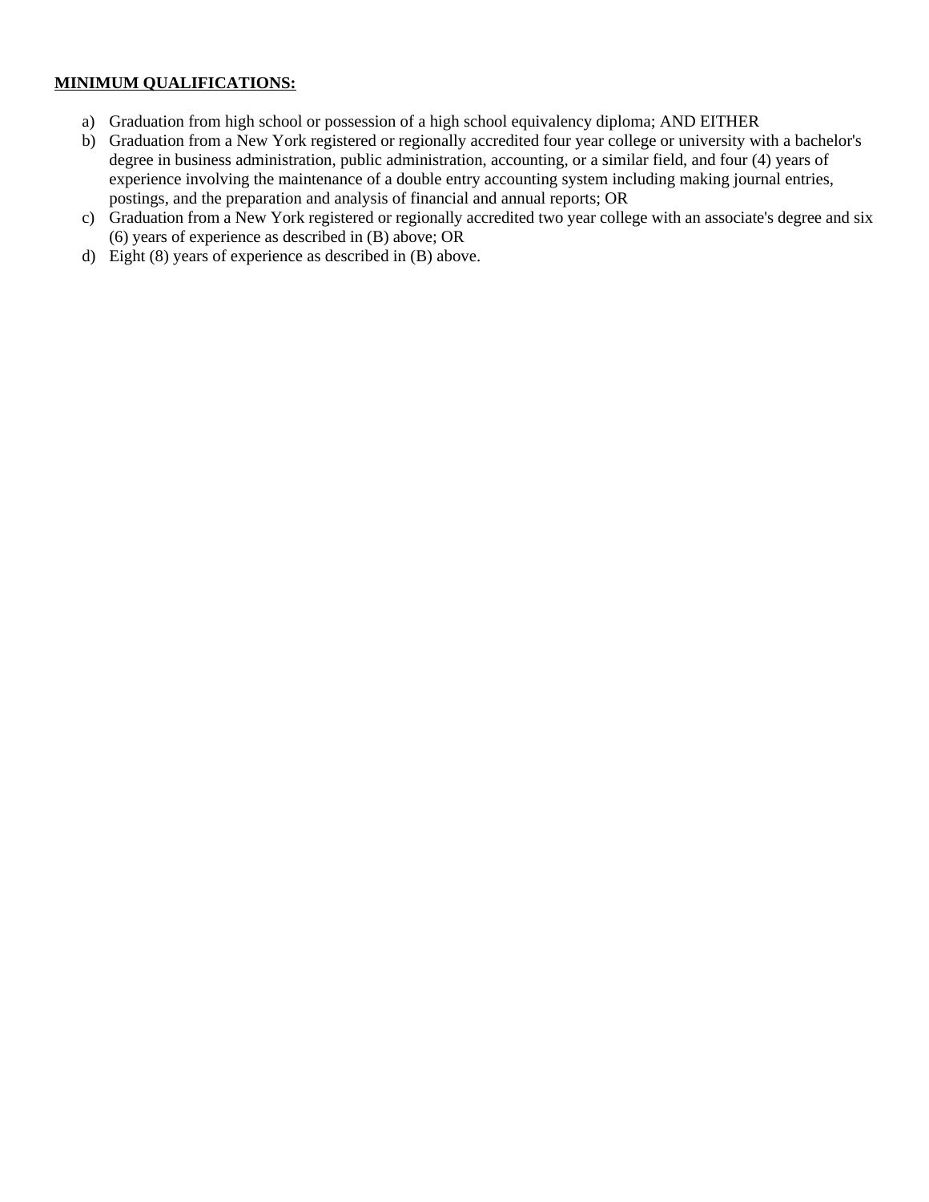**MINIMUM QUALIFICATIONS:**

a) Graduation from high school or possession of a high school equivalency diploma; AND EITHER
b) Graduation from a New York registered or regionally accredited four year college or university with a bachelor's degree in business administration, public administration, accounting, or a similar field, and four (4) years of experience involving the maintenance of a double entry accounting system including making journal entries, postings, and the preparation and analysis of financial and annual reports; OR
c) Graduation from a New York registered or regionally accredited two year college with an associate's degree and six (6) years of experience as described in (B) above; OR
d) Eight (8) years of experience as described in (B) above.